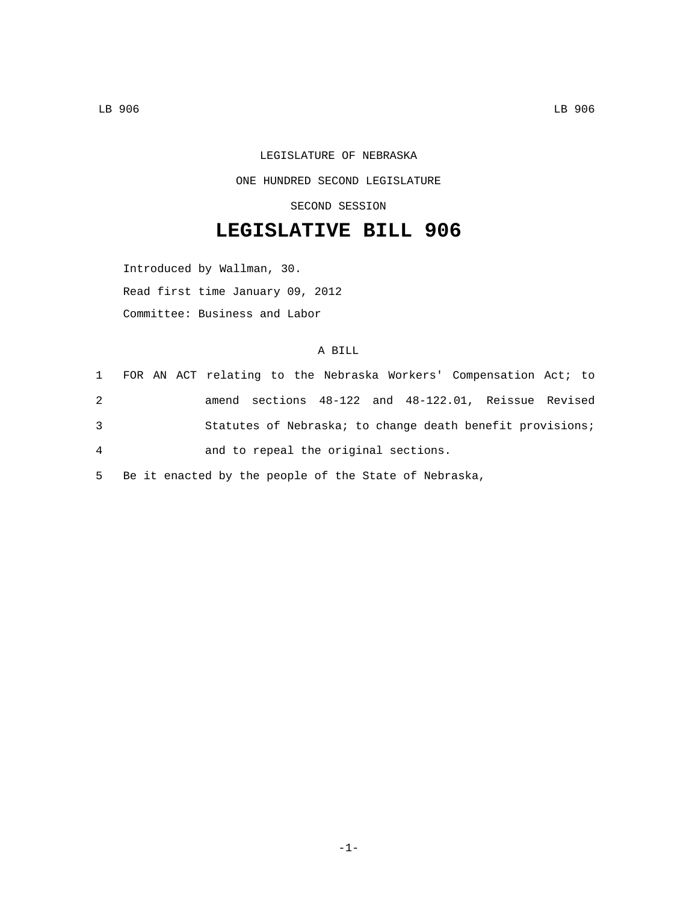LEGISLATURE OF NEBRASKA

ONE HUNDRED SECOND LEGISLATURE

SECOND SESSION

# LEGISLATIVE BILL 906

Introduced by Wallman, 30.

Read first time January 09, 2012

Committee: Business and Labor

A BILL

1 FOR AN ACT relating to the Nebraska Workers' Compensation Act; to
2 amend sections 48-122 and 48-122.01, Reissue Revised
3 Statutes of Nebraska; to change death benefit provisions;
4 and to repeal the original sections.
5 Be it enacted by the people of the State of Nebraska,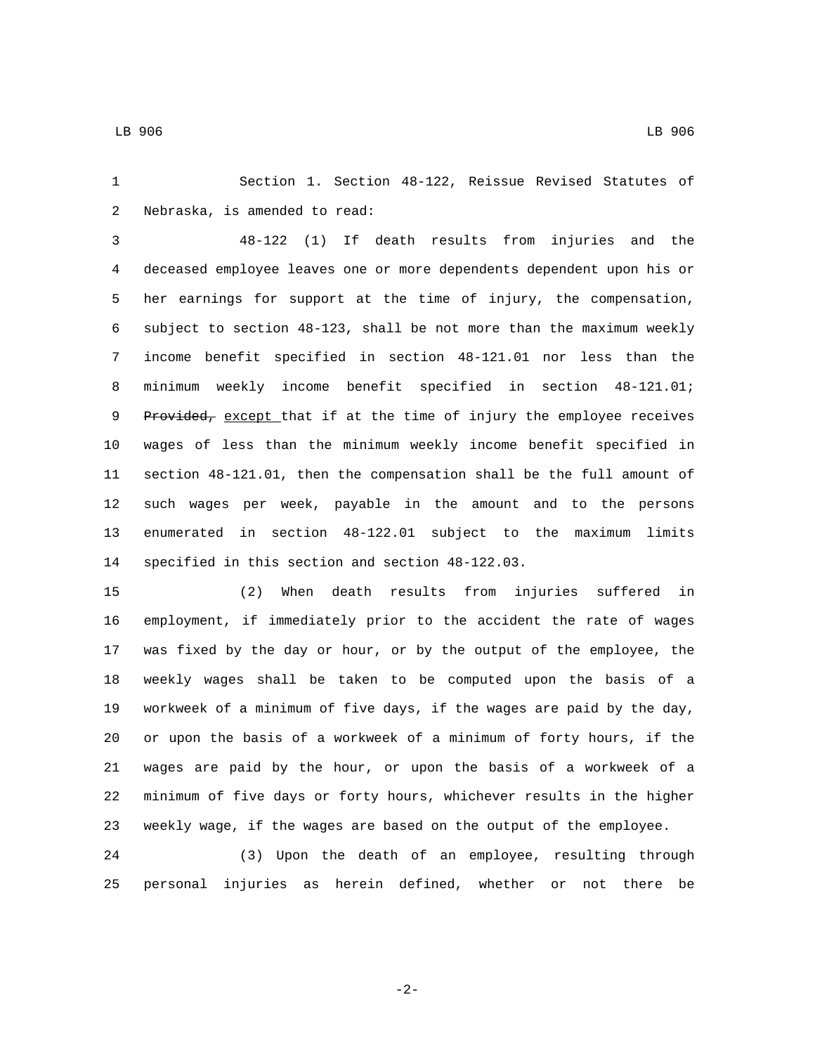Section 1. Section 48-122, Reissue Revised Statutes of Nebraska, is amended to read:

48-122 (1) If death results from injuries and the deceased employee leaves one or more dependents dependent upon his or her earnings for support at the time of injury, the compensation, subject to section 48-123, shall be not more than the maximum weekly income benefit specified in section 48-121.01 nor less than the minimum weekly income benefit specified in section 48-121.01; ~~Provided,~~ except that if at the time of injury the employee receives wages of less than the minimum weekly income benefit specified in section 48-121.01, then the compensation shall be the full amount of such wages per week, payable in the amount and to the persons enumerated in section 48-122.01 subject to the maximum limits specified in this section and section 48-122.03.

(2) When death results from injuries suffered in employment, if immediately prior to the accident the rate of wages was fixed by the day or hour, or by the output of the employee, the weekly wages shall be taken to be computed upon the basis of a workweek of a minimum of five days, if the wages are paid by the day, or upon the basis of a workweek of a minimum of forty hours, if the wages are paid by the hour, or upon the basis of a workweek of a minimum of five days or forty hours, whichever results in the higher weekly wage, if the wages are based on the output of the employee.

(3) Upon the death of an employee, resulting through personal injuries as herein defined, whether or not there be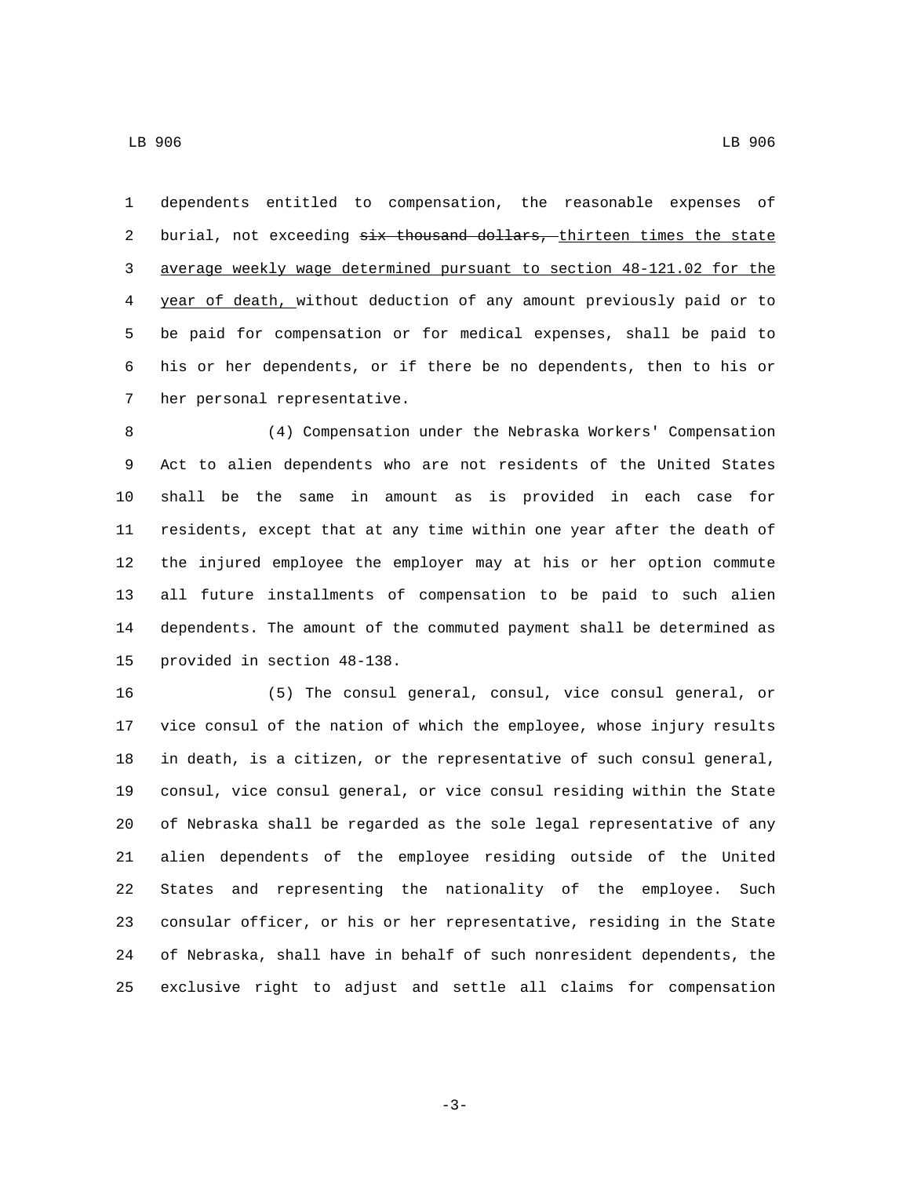dependents entitled to compensation, the reasonable expenses of burial, not exceeding ~~six thousand dollars,~~ thirteen times the state average weekly wage determined pursuant to section 48-121.02 for the year of death, without deduction of any amount previously paid or to be paid for compensation or for medical expenses, shall be paid to his or her dependents, or if there be no dependents, then to his or her personal representative.

(4) Compensation under the Nebraska Workers' Compensation Act to alien dependents who are not residents of the United States shall be the same in amount as is provided in each case for residents, except that at any time within one year after the death of the injured employee the employer may at his or her option commute all future installments of compensation to be paid to such alien dependents. The amount of the commuted payment shall be determined as provided in section 48-138.

(5) The consul general, consul, vice consul general, or vice consul of the nation of which the employee, whose injury results in death, is a citizen, or the representative of such consul general, consul, vice consul general, or vice consul residing within the State of Nebraska shall be regarded as the sole legal representative of any alien dependents of the employee residing outside of the United States and representing the nationality of the employee. Such consular officer, or his or her representative, residing in the State of Nebraska, shall have in behalf of such nonresident dependents, the exclusive right to adjust and settle all claims for compensation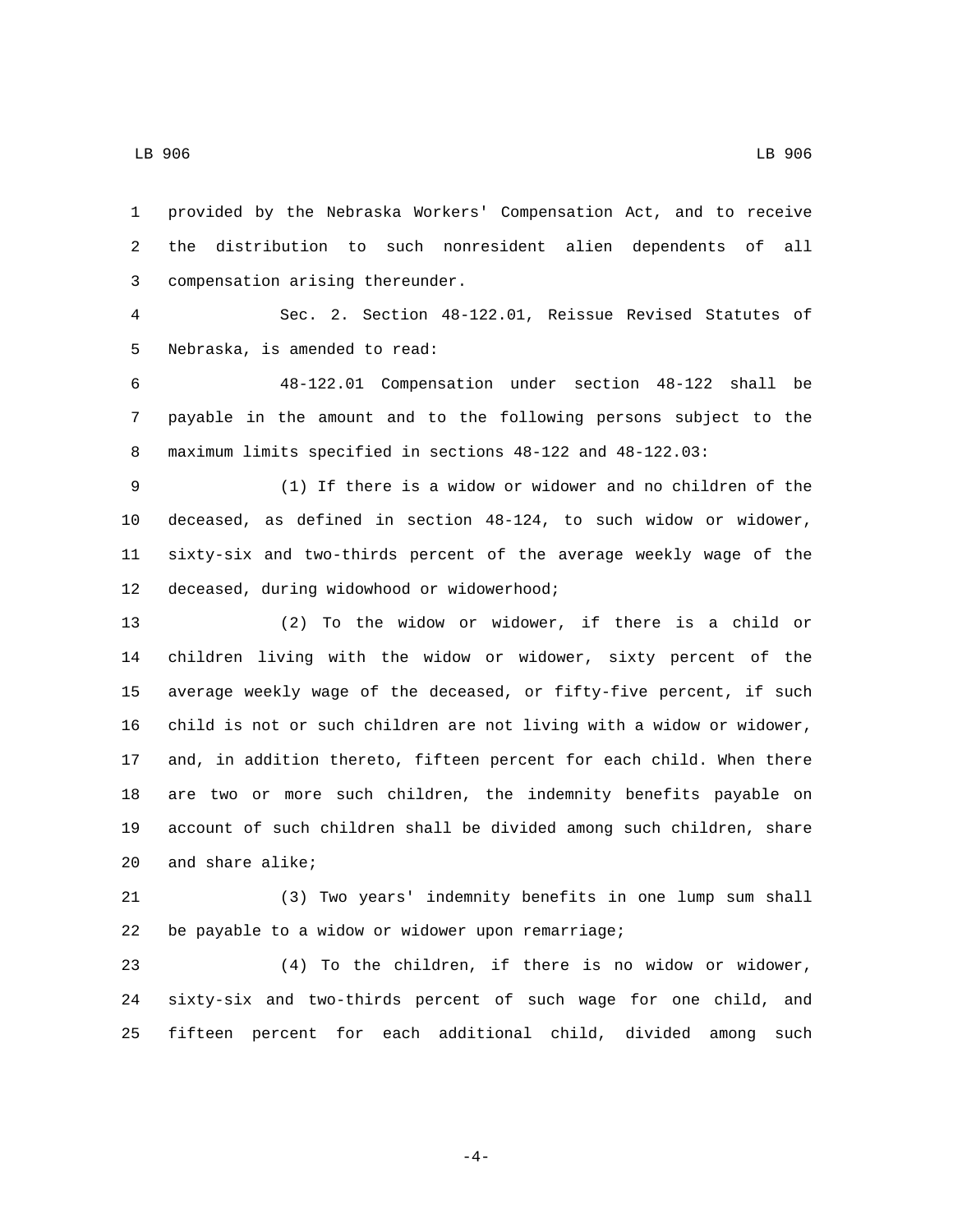provided by the Nebraska Workers' Compensation Act, and to receive the distribution to such nonresident alien dependents of all compensation arising thereunder.

Sec. 2. Section 48-122.01, Reissue Revised Statutes of Nebraska, is amended to read:

48-122.01 Compensation under section 48-122 shall be payable in the amount and to the following persons subject to the maximum limits specified in sections 48-122 and 48-122.03:

(1) If there is a widow or widower and no children of the deceased, as defined in section 48-124, to such widow or widower, sixty-six and two-thirds percent of the average weekly wage of the deceased, during widowhood or widowerhood;

(2) To the widow or widower, if there is a child or children living with the widow or widower, sixty percent of the average weekly wage of the deceased, or fifty-five percent, if such child is not or such children are not living with a widow or widower, and, in addition thereto, fifteen percent for each child. When there are two or more such children, the indemnity benefits payable on account of such children shall be divided among such children, share and share alike;

(3) Two years' indemnity benefits in one lump sum shall be payable to a widow or widower upon remarriage;

(4) To the children, if there is no widow or widower, sixty-six and two-thirds percent of such wage for one child, and fifteen percent for each additional child, divided among such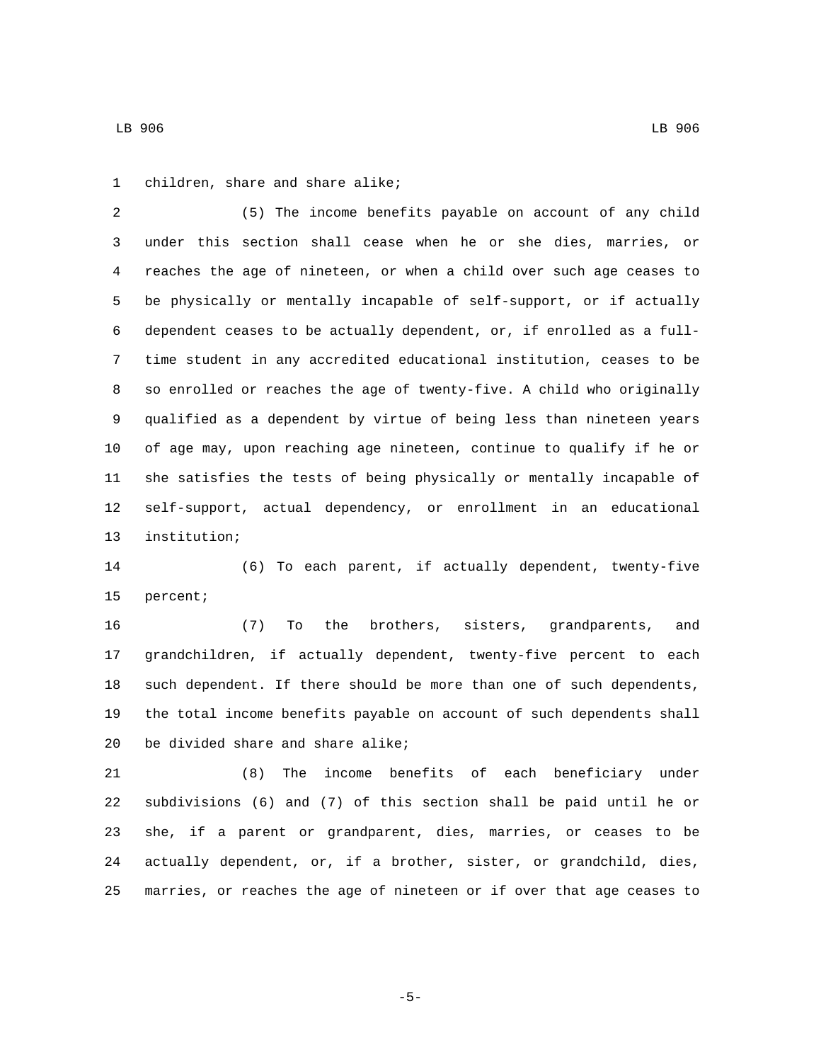children, share and share alike;

(5) The income benefits payable on account of any child under this section shall cease when he or she dies, marries, or reaches the age of nineteen, or when a child over such age ceases to be physically or mentally incapable of self-support, or if actually dependent ceases to be actually dependent, or, if enrolled as a full-time student in any accredited educational institution, ceases to be so enrolled or reaches the age of twenty-five. A child who originally qualified as a dependent by virtue of being less than nineteen years of age may, upon reaching age nineteen, continue to qualify if he or she satisfies the tests of being physically or mentally incapable of self-support, actual dependency, or enrollment in an educational institution;

(6) To each parent, if actually dependent, twenty-five percent;

(7) To the brothers, sisters, grandparents, and grandchildren, if actually dependent, twenty-five percent to each such dependent. If there should be more than one of such dependents, the total income benefits payable on account of such dependents shall be divided share and share alike;

(8) The income benefits of each beneficiary under subdivisions (6) and (7) of this section shall be paid until he or she, if a parent or grandparent, dies, marries, or ceases to be actually dependent, or, if a brother, sister, or grandchild, dies, marries, or reaches the age of nineteen or if over that age ceases to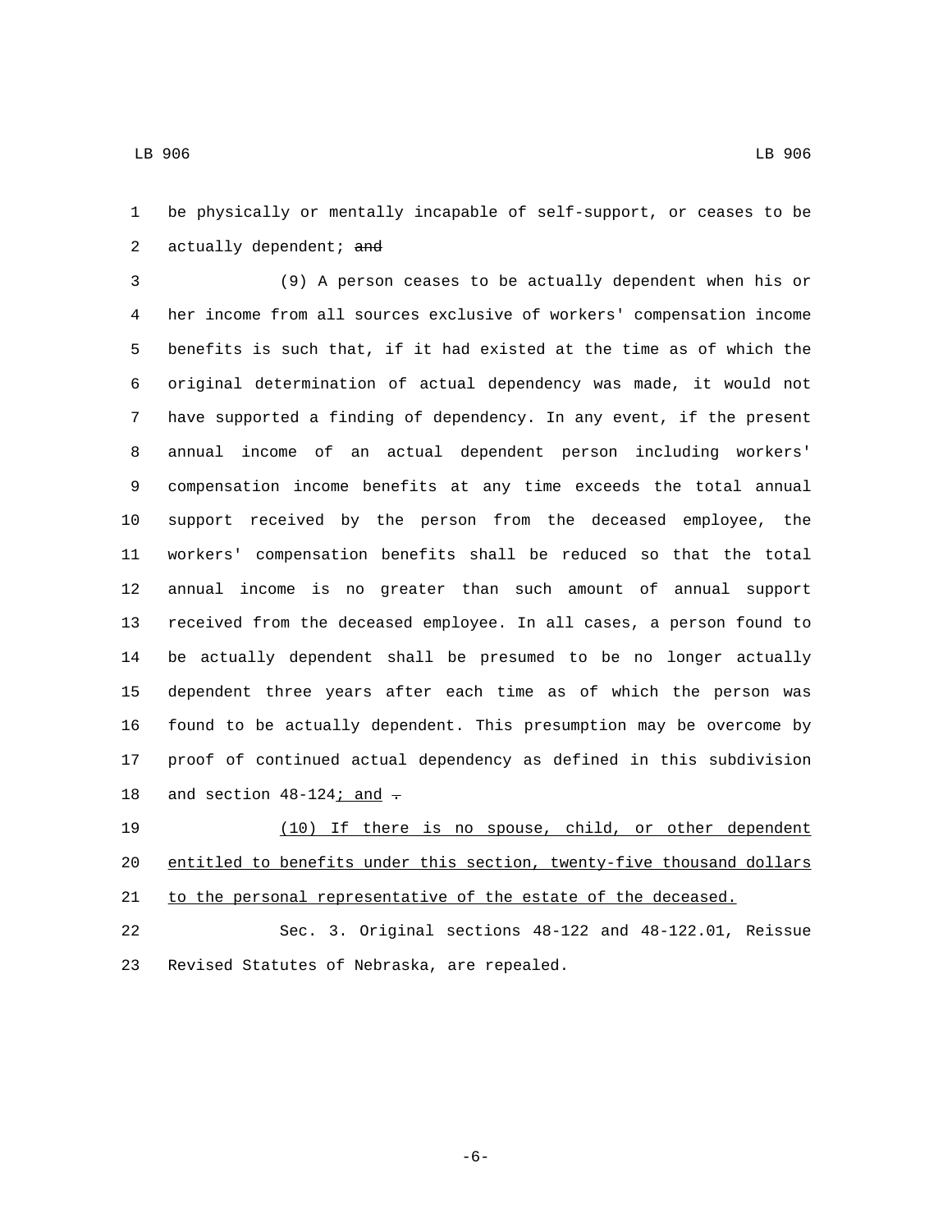be physically or mentally incapable of self-support, or ceases to be actually dependent; ~~and~~

(9) A person ceases to be actually dependent when his or her income from all sources exclusive of workers' compensation income benefits is such that, if it had existed at the time as of which the original determination of actual dependency was made, it would not have supported a finding of dependency. In any event, if the present annual income of an actual dependent person including workers' compensation income benefits at any time exceeds the total annual support received by the person from the deceased employee, the workers' compensation benefits shall be reduced so that the total annual income is no greater than such amount of annual support received from the deceased employee. In all cases, a person found to be actually dependent shall be presumed to be no longer actually dependent three years after each time as of which the person was found to be actually dependent. This presumption may be overcome by proof of continued actual dependency as defined in this subdivision and section 48-124<ins>; and</ins> ~~.~~

<ins>(10) If there is no spouse, child, or other dependent entitled to benefits under this section, twenty-five thousand dollars to the personal representative of the estate of the deceased.</ins>

Sec. 3. Original sections 48-122 and 48-122.01, Reissue Revised Statutes of Nebraska, are repealed.